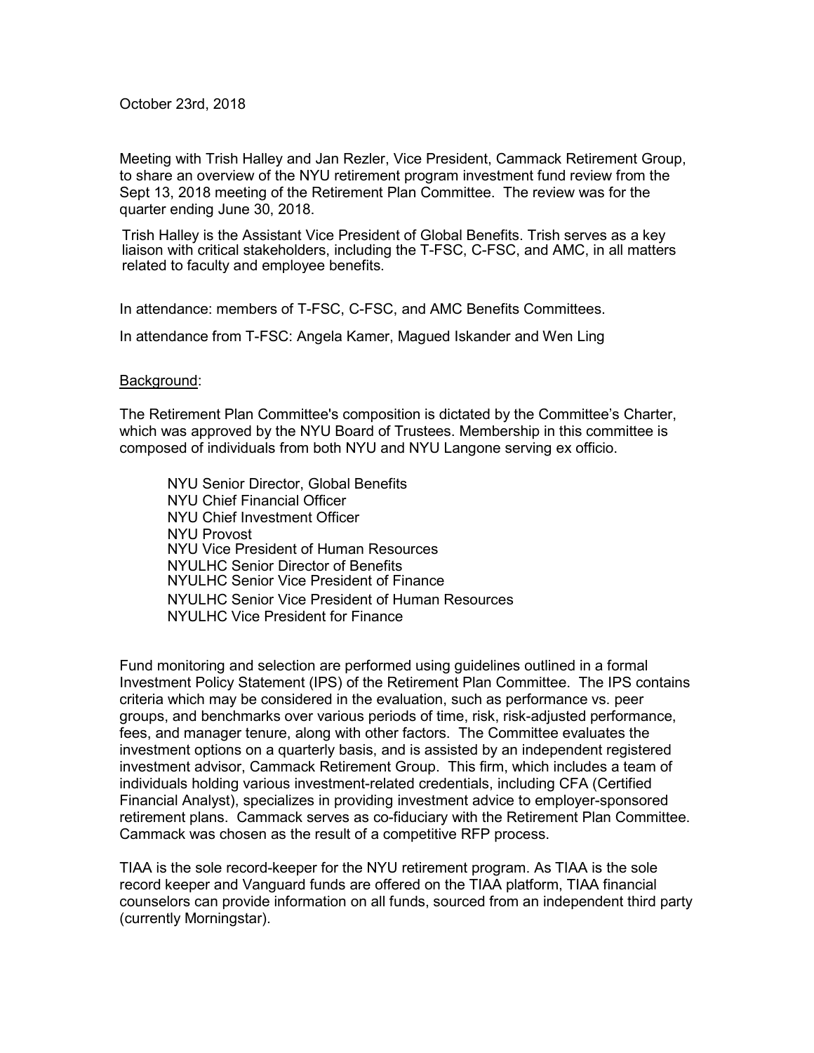October 23rd, 2018

Meeting with Trish Halley and Jan Rezler, Vice President, Cammack Retirement Group, to share an overview of the NYU retirement program investment fund review from the Sept 13, 2018 meeting of the Retirement Plan Committee. The review was for the quarter ending June 30, 2018.

Trish Halley is the Assistant Vice President of Global Benefits. Trish serves as a key liaison with critical stakeholders, including the T-FSC, C-FSC, and AMC, in all matters related to faculty and employee benefits.

In attendance: members of T-FSC, C-FSC, and AMC Benefits Committees.

In attendance from T-FSC: Angela Kamer, Magued Iskander and Wen Ling

<u>Background</u>:

The Retirement Plan Committee's composition is dictated by the Committee's Charter, which was approved by the NYU Board of Trustees. Membership in this committee is composed of individuals from both NYU and NYU Langone serving ex officio.

- NYU Senior Director, Global Benefits
- NYU Chief Financial Officer
- NYU Chief Investment Officer
- NYU Provost
- NYU Vice President of Human Resources
- NYULHC Senior Director of Benefits
- NYULHC Senior Vice President of Finance
- NYULHC Senior Vice President of Human Resources
- NYULHC Vice President for Finance

Fund monitoring and selection are performed using guidelines outlined in a formal Investment Policy Statement (IPS) of the Retirement Plan Committee. The IPS contains criteria which may be considered in the evaluation, such as performance vs. peer groups, and benchmarks over various periods of time, risk, risk-adjusted performance, fees, and manager tenure, along with other factors. The Committee evaluates the investment options on a quarterly basis, and is assisted by an independent registered investment advisor, Cammack Retirement Group. This firm, which includes a team of individuals holding various investment-related credentials, including CFA (Certified Financial Analyst), specializes in providing investment advice to employer-sponsored retirement plans. Cammack serves as co-fiduciary with the Retirement Plan Committee. Cammack was chosen as the result of a competitive RFP process.

TIAA is the sole record-keeper for the NYU retirement program. As TIAA is the sole record keeper and Vanguard funds are offered on the TIAA platform, TIAA financial counselors can provide information on all funds, sourced from an independent third party (currently Morningstar).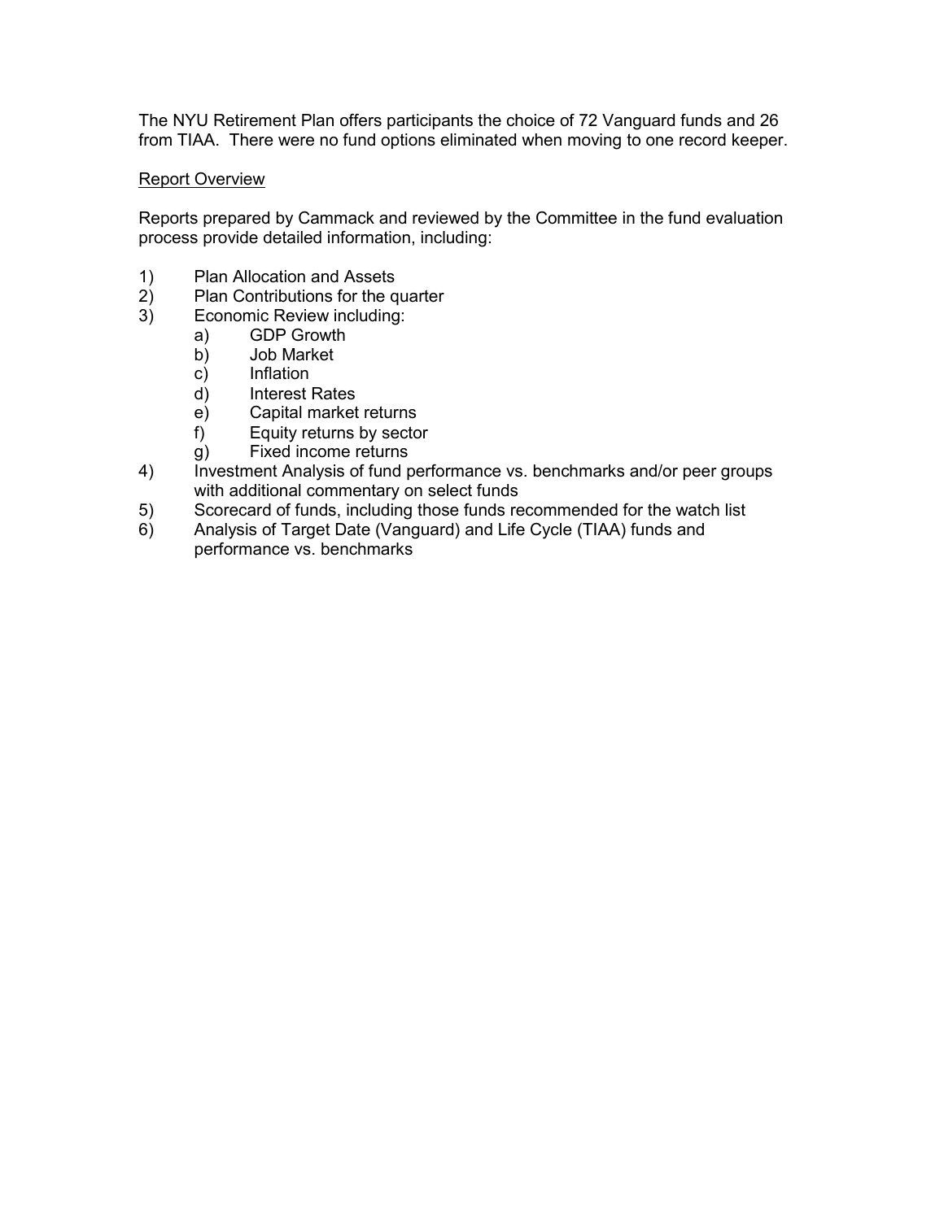The NYU Retirement Plan offers participants the choice of 72 Vanguard funds and 26 from TIAA. There were no fund options eliminated when moving to one record keeper.

<u>Report Overview</u>

Reports prepared by Cammack and reviewed by the Committee in the fund evaluation process provide detailed information, including:

1) Plan Allocation and Assets
2) Plan Contributions for the quarter
3) Economic Review including:
   a) GDP Growth
   b) Job Market
   c) Inflation
   d) Interest Rates
   e) Capital market returns
   f) Equity returns by sector
   g) Fixed income returns
4) Investment Analysis of fund performance vs. benchmarks and/or peer groups with additional commentary on select funds
5) Scorecard of funds, including those funds recommended for the watch list
6) Analysis of Target Date (Vanguard) and Life Cycle (TIAA) funds and performance vs. benchmarks